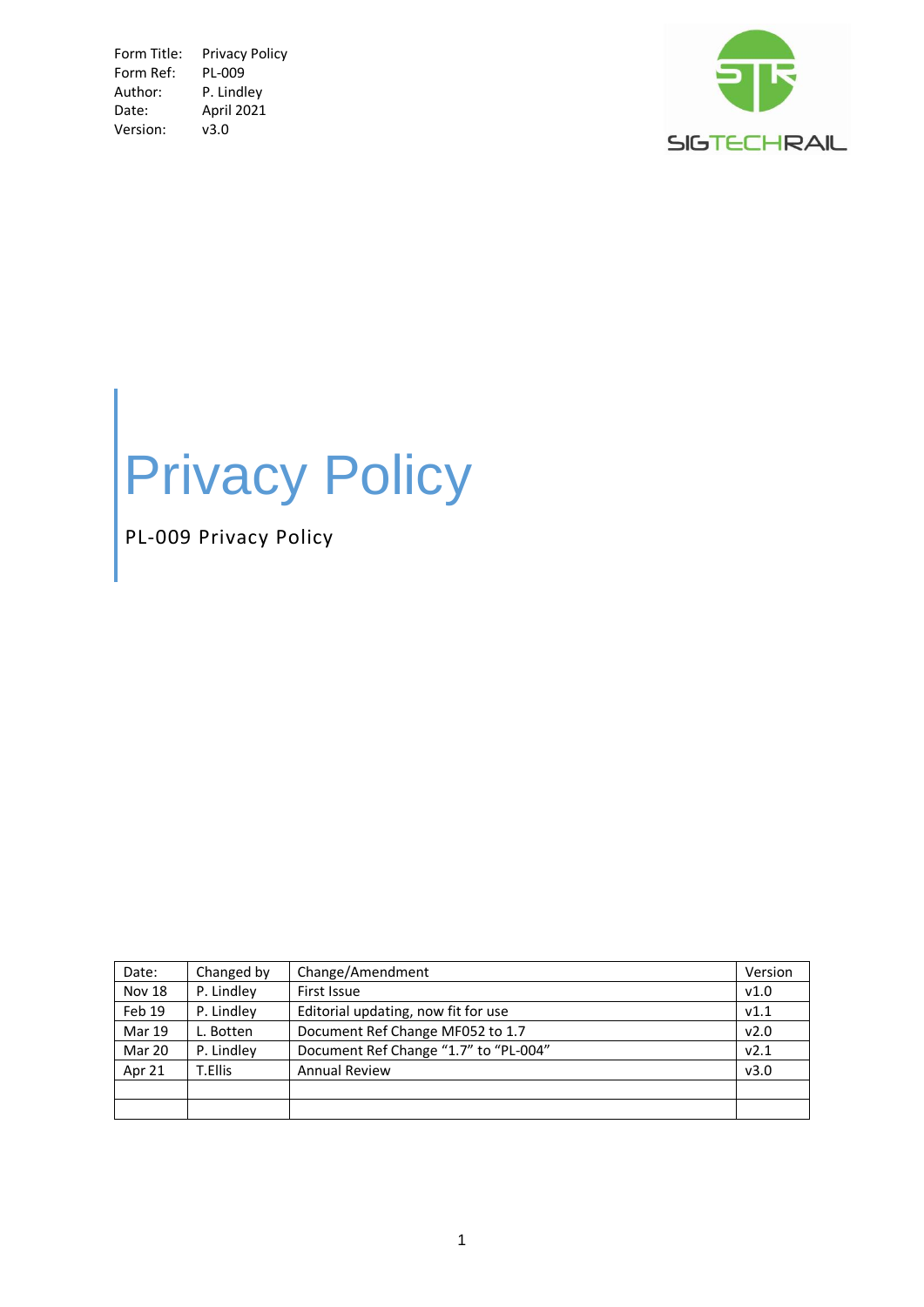Form Title: Privacy Policy
Form Ref: PL-009
Author: P. Lindley
Date: April 2021
Version: v3.0

SIGTECHRAIL

# Privacy Policy

PL-009 Privacy Policy

| Date: | Changed by | Change/Amendment | Version |
|---|---|---|---|
| Nov 18 | P. Lindley | First Issue | v1.0 |
| Feb 19 | P. Lindley | Editorial updating, now fit for use | v1.1 |
| Mar 19 | L. Botten | Document Ref Change MF052 to 1.7 | v2.0 |
| Mar 20 | P. Lindley | Document Ref Change “1.7” to “PL-004” | v2.1 |
| Apr 21 | T.Ellis | Annual Review | v3.0 |
| | | | |
| | | | |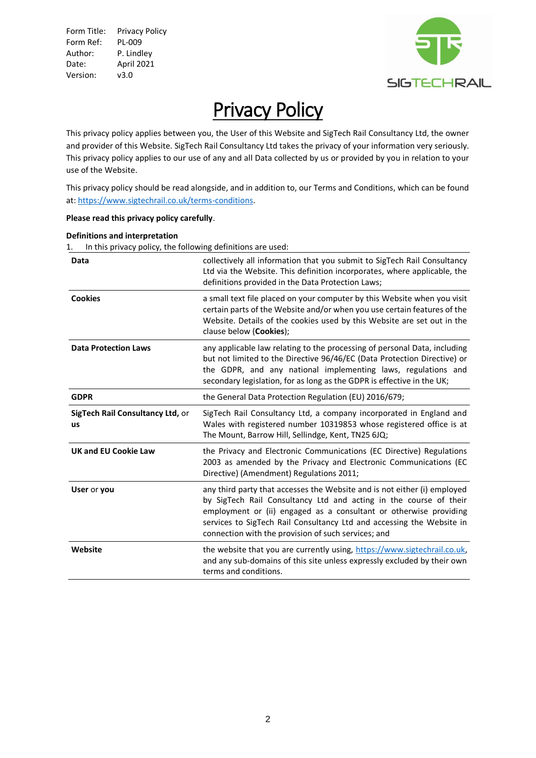| | |
|---|---|
| Form Title: | Privacy Policy |
| Form Ref: | PL-009 |
| Author: | P. Lindley |
| Date: | April 2021 |
| Version: | v3.0 |

# Privacy Policy

This privacy policy applies between you, the User of this Website and SigTech Rail Consultancy Ltd, the owner and provider of this Website. SigTech Rail Consultancy Ltd takes the privacy of your information very seriously. This privacy policy applies to our use of any and all Data collected by us or provided by you in relation to your use of the Website.

This privacy policy should be read alongside, and in addition to, our Terms and Conditions, which can be found at: https://www.sigtechrail.co.uk/terms-conditions.

**Please read this privacy policy carefully**.

**Definitions and interpretation**

1. In this privacy policy, the following definitions are used:

| | |
|---|---|
| **Data** | collectively all information that you submit to SigTech Rail Consultancy Ltd via the Website. This definition incorporates, where applicable, the definitions provided in the Data Protection Laws; |
| **Cookies** | a small text file placed on your computer by this Website when you visit certain parts of the Website and/or when you use certain features of the Website. Details of the cookies used by this Website are set out in the clause below (**Cookies**); |
| **Data Protection Laws** | any applicable law relating to the processing of personal Data, including but not limited to the Directive 96/46/EC (Data Protection Directive) or the GDPR, and any national implementing laws, regulations and secondary legislation, for as long as the GDPR is effective in the UK; |
| **GDPR** | the General Data Protection Regulation (EU) 2016/679; |
| **SigTech Rail Consultancy Ltd,** or **us** | SigTech Rail Consultancy Ltd, a company incorporated in England and Wales with registered number 10319853 whose registered office is at The Mount, Barrow Hill, Sellindge, Kent, TN25 6JQ; |
| **UK and EU Cookie Law** | the Privacy and Electronic Communications (EC Directive) Regulations 2003 as amended by the Privacy and Electronic Communications (EC Directive) (Amendment) Regulations 2011; |
| **User** or **you** | any third party that accesses the Website and is not either (i) employed by SigTech Rail Consultancy Ltd and acting in the course of their employment or (ii) engaged as a consultant or otherwise providing services to SigTech Rail Consultancy Ltd and accessing the Website in connection with the provision of such services; and |
| **Website** | the website that you are currently using, https://www.sigtechrail.co.uk, and any sub-domains of this site unless expressly excluded by their own terms and conditions. |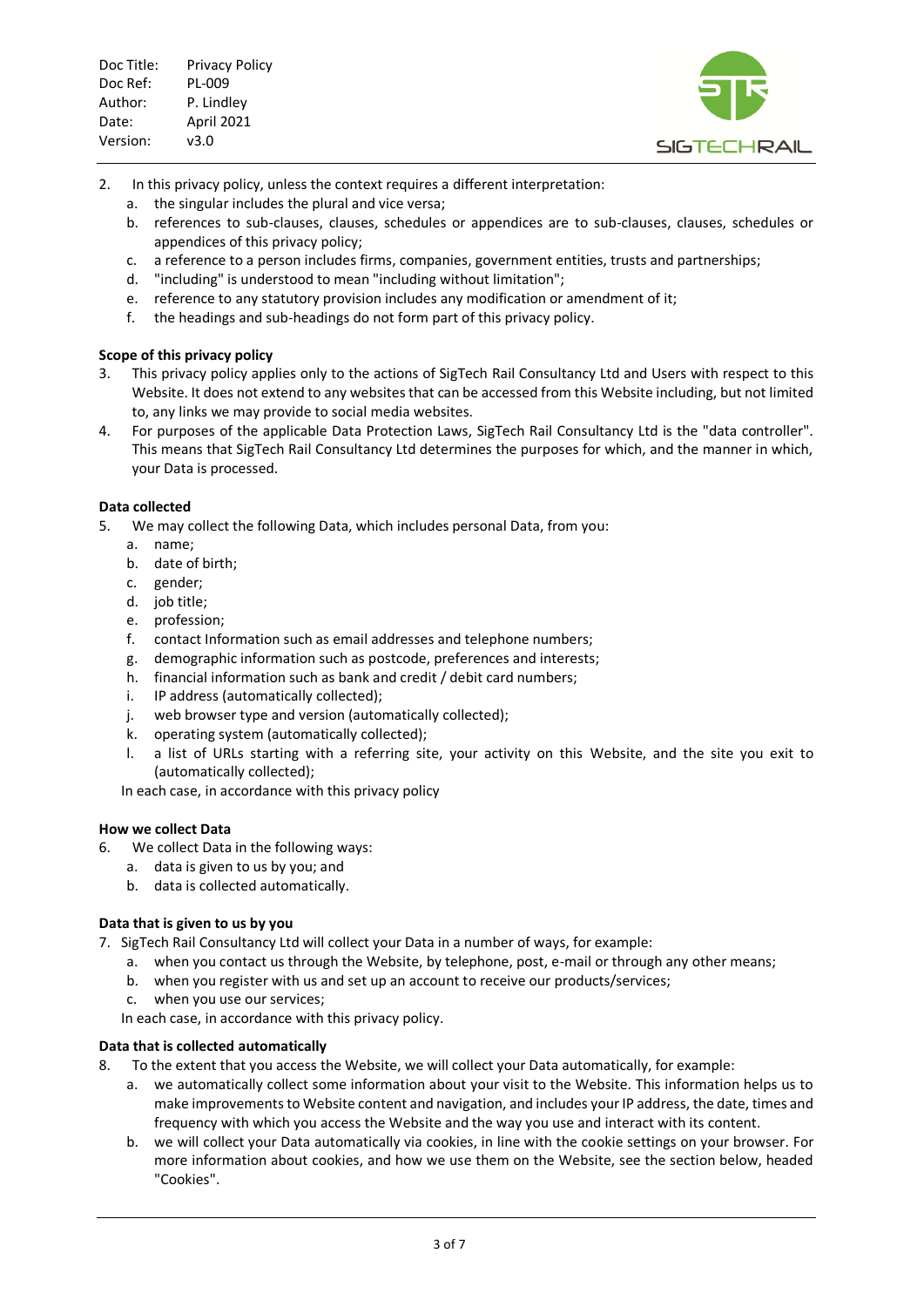2. In this privacy policy, unless the context requires a different interpretation:
   a. the singular includes the plural and vice versa;
   b. references to sub-clauses, clauses, schedules or appendices are to sub-clauses, clauses, schedules or appendices of this privacy policy;
   c. a reference to a person includes firms, companies, government entities, trusts and partnerships;
   d. "including" is understood to mean "including without limitation";
   e. reference to any statutory provision includes any modification or amendment of it;
   f. the headings and sub-headings do not form part of this privacy policy.

**Scope of this privacy policy**

3. This privacy policy applies only to the actions of SigTech Rail Consultancy Ltd and Users with respect to this Website. It does not extend to any websites that can be accessed from this Website including, but not limited to, any links we may provide to social media websites.
4. For purposes of the applicable Data Protection Laws, SigTech Rail Consultancy Ltd is the "data controller". This means that SigTech Rail Consultancy Ltd determines the purposes for which, and the manner in which, your Data is processed.

**Data collected**

5. We may collect the following Data, which includes personal Data, from you:
   a. name;
   b. date of birth;
   c. gender;
   d. job title;
   e. profession;
   f. contact Information such as email addresses and telephone numbers;
   g. demographic information such as postcode, preferences and interests;
   h. financial information such as bank and credit / debit card numbers;
   i. IP address (automatically collected);
   j. web browser type and version (automatically collected);
   k. operating system (automatically collected);
   l. a list of URLs starting with a referring site, your activity on this Website, and the site you exit to (automatically collected);

   In each case, in accordance with this privacy policy

**How we collect Data**

6. We collect Data in the following ways:
   a. data is given to us by you; and
   b. data is collected automatically.

**Data that is given to us by you**

7. SigTech Rail Consultancy Ltd will collect your Data in a number of ways, for example:
   a. when you contact us through the Website, by telephone, post, e-mail or through any other means;
   b. when you register with us and set up an account to receive our products/services;
   c. when you use our services;

   In each case, in accordance with this privacy policy.

**Data that is collected automatically**

8. To the extent that you access the Website, we will collect your Data automatically, for example:
   a. we automatically collect some information about your visit to the Website. This information helps us to make improvements to Website content and navigation, and includes your IP address, the date, times and frequency with which you access the Website and the way you use and interact with its content.
   b. we will collect your Data automatically via cookies, in line with the cookie settings on your browser. For more information about cookies, and how we use them on the Website, see the section below, headed "Cookies".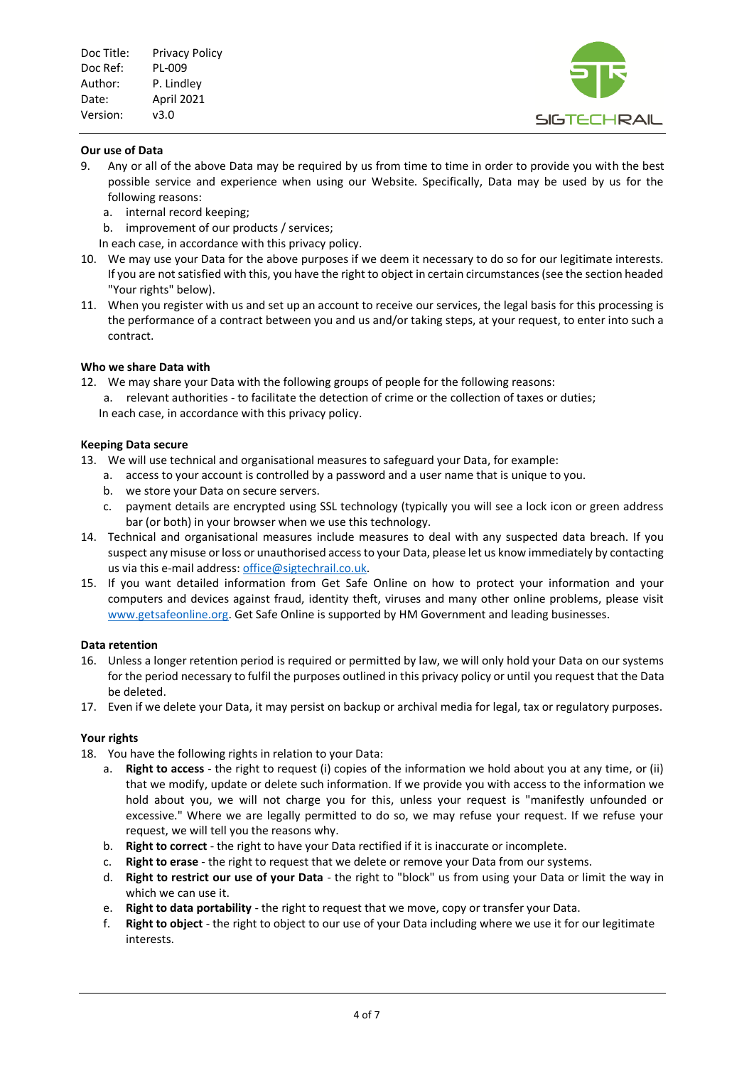**Our use of Data**

9. Any or all of the above Data may be required by us from time to time in order to provide you with the best possible service and experience when using our Website. Specifically, Data may be used by us for the following reasons:
   a. internal record keeping;
   b. improvement of our products / services;

   In each case, in accordance with this privacy policy.
10. We may use your Data for the above purposes if we deem it necessary to do so for our legitimate interests. If you are not satisfied with this, you have the right to object in certain circumstances (see the section headed "Your rights" below).
11. When you register with us and set up an account to receive our services, the legal basis for this processing is the performance of a contract between you and us and/or taking steps, at your request, to enter into such a contract.

**Who we share Data with**

12. We may share your Data with the following groups of people for the following reasons:
   a. relevant authorities - to facilitate the detection of crime or the collection of taxes or duties;

   In each case, in accordance with this privacy policy.

**Keeping Data secure**

13. We will use technical and organisational measures to safeguard your Data, for example:
   a. access to your account is controlled by a password and a user name that is unique to you.
   b. we store your Data on secure servers.
   c. payment details are encrypted using SSL technology (typically you will see a lock icon or green address bar (or both) in your browser when we use this technology.
14. Technical and organisational measures include measures to deal with any suspected data breach. If you suspect any misuse or loss or unauthorised access to your Data, please let us know immediately by contacting us via this e-mail address: office@sigtechrail.co.uk.
15. If you want detailed information from Get Safe Online on how to protect your information and your computers and devices against fraud, identity theft, viruses and many other online problems, please visit www.getsafeonline.org. Get Safe Online is supported by HM Government and leading businesses.

**Data retention**

16. Unless a longer retention period is required or permitted by law, we will only hold your Data on our systems for the period necessary to fulfil the purposes outlined in this privacy policy or until you request that the Data be deleted.
17. Even if we delete your Data, it may persist on backup or archival media for legal, tax or regulatory purposes.

**Your rights**

18. You have the following rights in relation to your Data:
   a. **Right to access** - the right to request (i) copies of the information we hold about you at any time, or (ii) that we modify, update or delete such information. If we provide you with access to the information we hold about you, we will not charge you for this, unless your request is "manifestly unfounded or excessive." Where we are legally permitted to do so, we may refuse your request. If we refuse your request, we will tell you the reasons why.
   b. **Right to correct** - the right to have your Data rectified if it is inaccurate or incomplete.
   c. **Right to erase** - the right to request that we delete or remove your Data from our systems.
   d. **Right to restrict our use of your Data** - the right to "block" us from using your Data or limit the way in which we can use it.
   e. **Right to data portability** - the right to request that we move, copy or transfer your Data.
   f. **Right to object** - the right to object to our use of your Data including where we use it for our legitimate interests.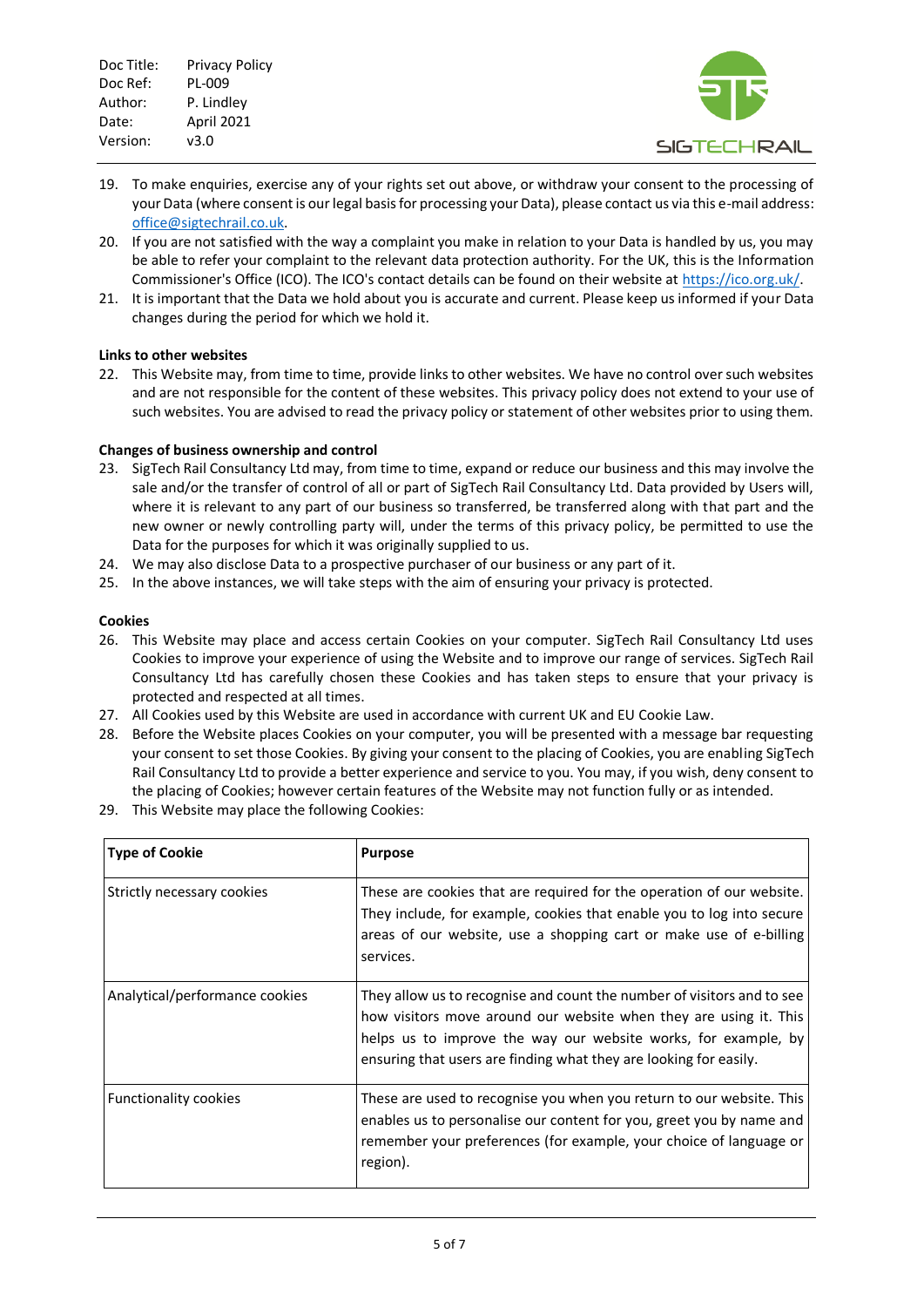19. To make enquiries, exercise any of your rights set out above, or withdraw your consent to the processing of your Data (where consent is our legal basis for processing your Data), please contact us via this e-mail address: office@sigtechrail.co.uk.
20. If you are not satisfied with the way a complaint you make in relation to your Data is handled by us, you may be able to refer your complaint to the relevant data protection authority. For the UK, this is the Information Commissioner's Office (ICO). The ICO's contact details can be found on their website at https://ico.org.uk/.
21. It is important that the Data we hold about you is accurate and current. Please keep us informed if your Data changes during the period for which we hold it.

**Links to other websites**

22. This Website may, from time to time, provide links to other websites. We have no control over such websites and are not responsible for the content of these websites. This privacy policy does not extend to your use of such websites. You are advised to read the privacy policy or statement of other websites prior to using them.

**Changes of business ownership and control**

23. SigTech Rail Consultancy Ltd may, from time to time, expand or reduce our business and this may involve the sale and/or the transfer of control of all or part of SigTech Rail Consultancy Ltd. Data provided by Users will, where it is relevant to any part of our business so transferred, be transferred along with that part and the new owner or newly controlling party will, under the terms of this privacy policy, be permitted to use the Data for the purposes for which it was originally supplied to us.
24. We may also disclose Data to a prospective purchaser of our business or any part of it.
25. In the above instances, we will take steps with the aim of ensuring your privacy is protected.

**Cookies**

26. This Website may place and access certain Cookies on your computer. SigTech Rail Consultancy Ltd uses Cookies to improve your experience of using the Website and to improve our range of services. SigTech Rail Consultancy Ltd has carefully chosen these Cookies and has taken steps to ensure that your privacy is protected and respected at all times.
27. All Cookies used by this Website are used in accordance with current UK and EU Cookie Law.
28. Before the Website places Cookies on your computer, you will be presented with a message bar requesting your consent to set those Cookies. By giving your consent to the placing of Cookies, you are enabling SigTech Rail Consultancy Ltd to provide a better experience and service to you. You may, if you wish, deny consent to the placing of Cookies; however certain features of the Website may not function fully or as intended.
29. This Website may place the following Cookies:

| Type of Cookie | Purpose |
|---|---|
| Strictly necessary cookies | These are cookies that are required for the operation of our website. They include, for example, cookies that enable you to log into secure areas of our website, use a shopping cart or make use of e-billing services. |
| Analytical/performance cookies | They allow us to recognise and count the number of visitors and to see how visitors move around our website when they are using it. This helps us to improve the way our website works, for example, by ensuring that users are finding what they are looking for easily. |
| Functionality cookies | These are used to recognise you when you return to our website. This enables us to personalise our content for you, greet you by name and remember your preferences (for example, your choice of language or region). |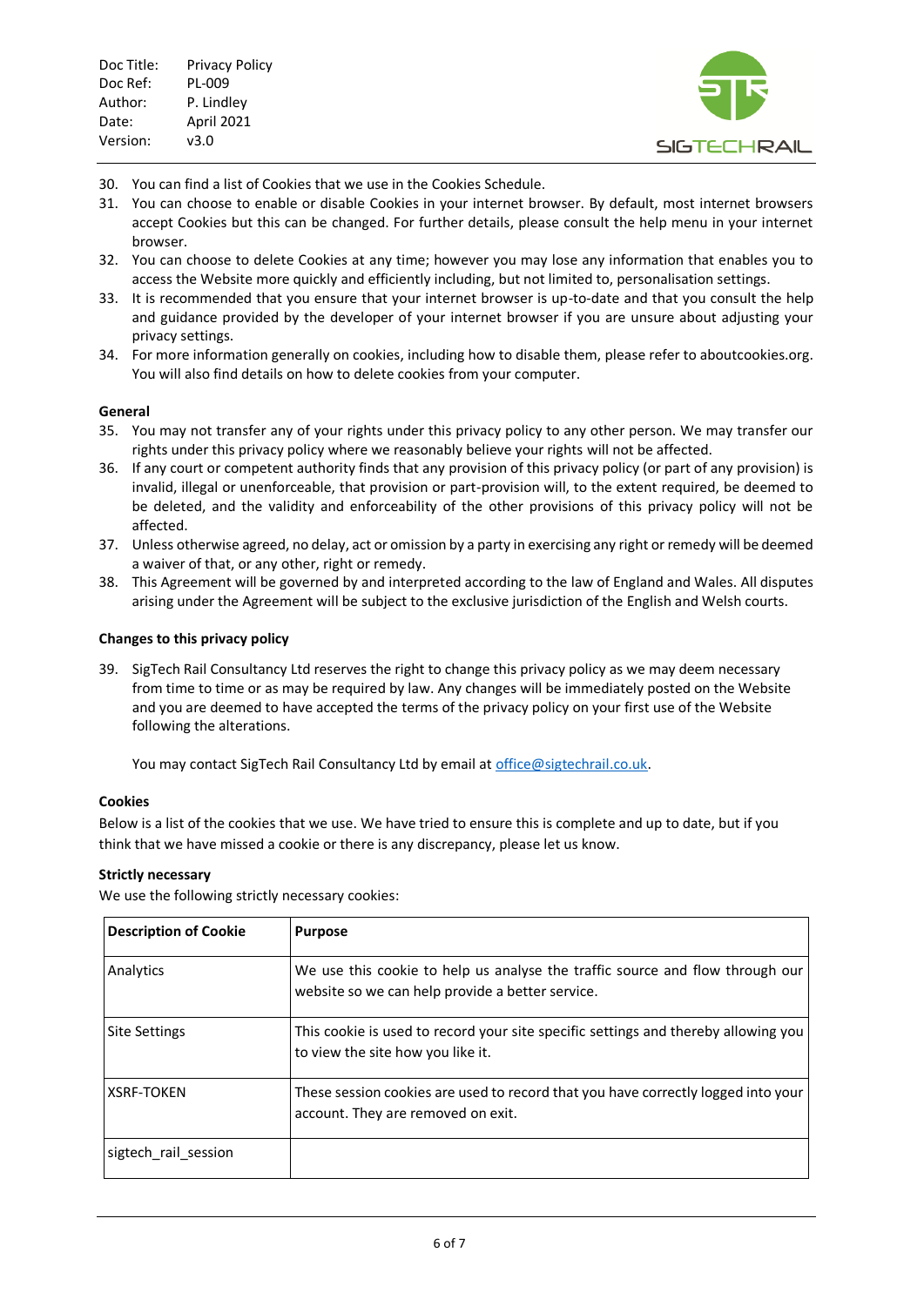30. You can find a list of Cookies that we use in the Cookies Schedule.
31. You can choose to enable or disable Cookies in your internet browser. By default, most internet browsers accept Cookies but this can be changed. For further details, please consult the help menu in your internet browser.
32. You can choose to delete Cookies at any time; however you may lose any information that enables you to access the Website more quickly and efficiently including, but not limited to, personalisation settings.
33. It is recommended that you ensure that your internet browser is up-to-date and that you consult the help and guidance provided by the developer of your internet browser if you are unsure about adjusting your privacy settings.
34. For more information generally on cookies, including how to disable them, please refer to aboutcookies.org. You will also find details on how to delete cookies from your computer.

**General**

35. You may not transfer any of your rights under this privacy policy to any other person. We may transfer our rights under this privacy policy where we reasonably believe your rights will not be affected.
36. If any court or competent authority finds that any provision of this privacy policy (or part of any provision) is invalid, illegal or unenforceable, that provision or part-provision will, to the extent required, be deemed to be deleted, and the validity and enforceability of the other provisions of this privacy policy will not be affected.
37. Unless otherwise agreed, no delay, act or omission by a party in exercising any right or remedy will be deemed a waiver of that, or any other, right or remedy.
38. This Agreement will be governed by and interpreted according to the law of England and Wales. All disputes arising under the Agreement will be subject to the exclusive jurisdiction of the English and Welsh courts.

**Changes to this privacy policy**

39. SigTech Rail Consultancy Ltd reserves the right to change this privacy policy as we may deem necessary from time to time or as may be required by law. Any changes will be immediately posted on the Website and you are deemed to have accepted the terms of the privacy policy on your first use of the Website following the alterations.

    You may contact SigTech Rail Consultancy Ltd by email at office@sigtechrail.co.uk.

**Cookies**

Below is a list of the cookies that we use. We have tried to ensure this is complete and up to date, but if you think that we have missed a cookie or there is any discrepancy, please let us know.

**Strictly necessary**

We use the following strictly necessary cookies:

| Description of Cookie | Purpose |
|---|---|
| Analytics | We use this cookie to help us analyse the traffic source and flow through our website so we can help provide a better service. |
| Site Settings | This cookie is used to record your site specific settings and thereby allowing you to view the site how you like it. |
| XSRF-TOKEN | These session cookies are used to record that you have correctly logged into your account. They are removed on exit. |
| sigtech_rail_session | |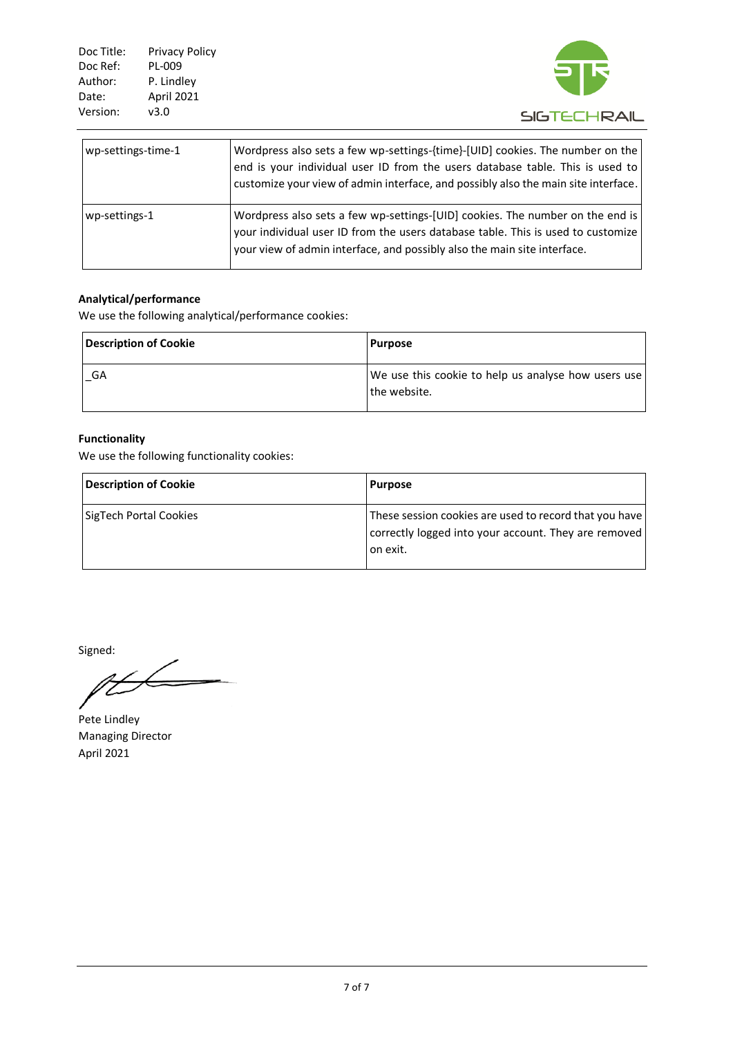| | |
|---|---|
| wp-settings-time-1 | Wordpress also sets a few wp-settings-{time}-[UID] cookies. The number on the end is your individual user ID from the users database table. This is used to customize your view of admin interface, and possibly also the main site interface. |
| wp-settings-1 | Wordpress also sets a few wp-settings-[UID] cookies. The number on the end is your individual user ID from the users database table. This is used to customize your view of admin interface, and possibly also the main site interface. |

**Analytical/performance**

We use the following analytical/performance cookies:

| **Description of Cookie** | **Purpose** |
|---|---|
| _GA | We use this cookie to help us analyse how users use the website. |

**Functionality**

We use the following functionality cookies:

| **Description of Cookie** | **Purpose** |
|---|---|
| SigTech Portal Cookies | These session cookies are used to record that you have correctly logged into your account. They are removed on exit. |

Signed:

Pete Lindley
Managing Director
April 2021